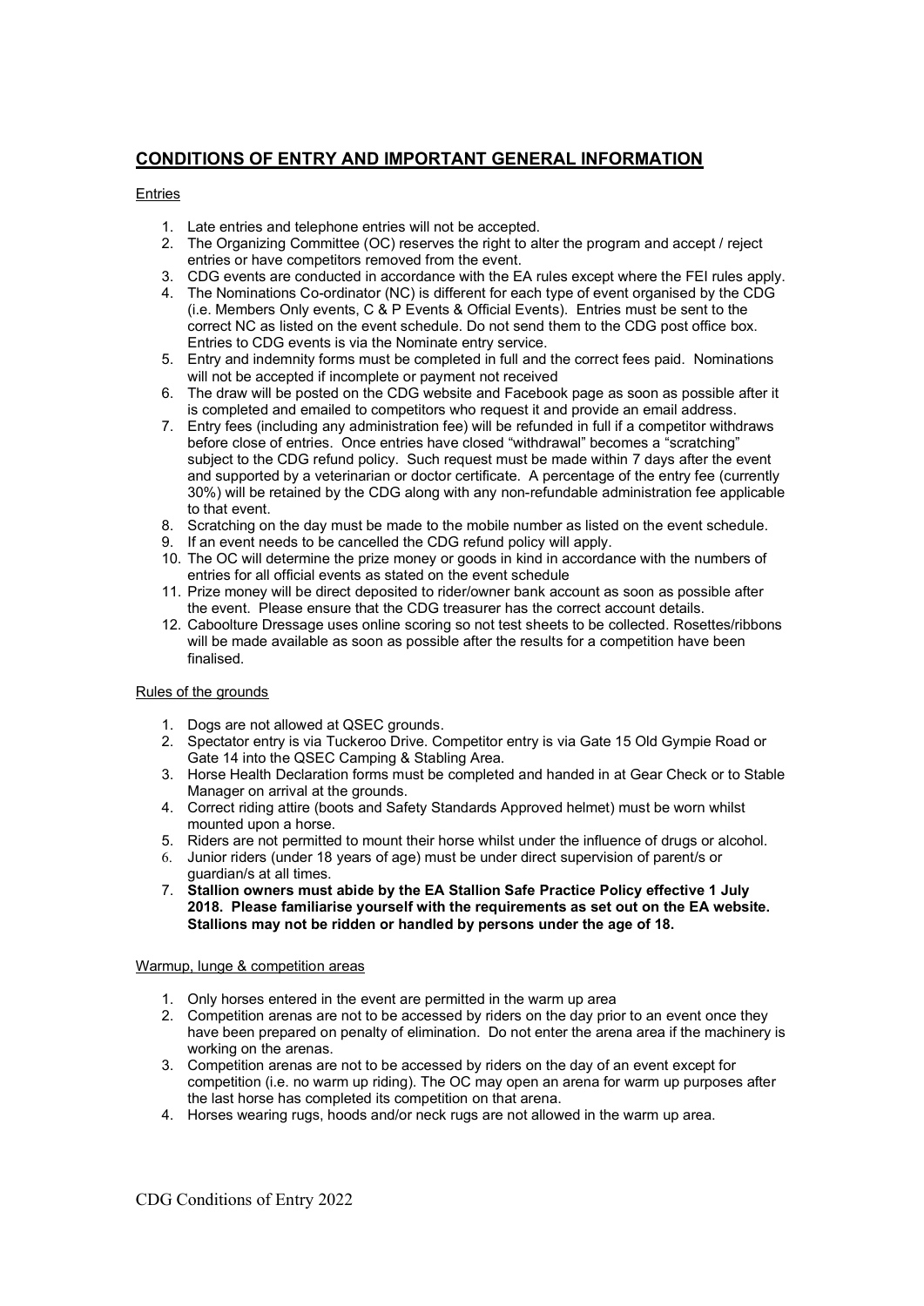## **CONDITIONS OF ENTRY AND IMPORTANT GENERAL INFORMATION**

### Entries

1. Late entries and telephone entries will not be accepted.
2. The Organizing Committee (OC) reserves the right to alter the program and accept / reject entries or have competitors removed from the event.
3. CDG events are conducted in accordance with the EA rules except where the FEI rules apply.
4. The Nominations Co-ordinator (NC) is different for each type of event organised by the CDG (i.e. Members Only events, C & P Events & Official Events). Entries must be sent to the correct NC as listed on the event schedule. Do not send them to the CDG post office box. Entries to CDG events is via the Nominate entry service.
5. Entry and indemnity forms must be completed in full and the correct fees paid. Nominations will not be accepted if incomplete or payment not received
6. The draw will be posted on the CDG website and Facebook page as soon as possible after it is completed and emailed to competitors who request it and provide an email address.
7. Entry fees (including any administration fee) will be refunded in full if a competitor withdraws before close of entries. Once entries have closed "withdrawal" becomes a "scratching" subject to the CDG refund policy. Such request must be made within 7 days after the event and supported by a veterinarian or doctor certificate. A percentage of the entry fee (currently 30%) will be retained by the CDG along with any non-refundable administration fee applicable to that event.
8. Scratching on the day must be made to the mobile number as listed on the event schedule.
9. If an event needs to be cancelled the CDG refund policy will apply.
10. The OC will determine the prize money or goods in kind in accordance with the numbers of entries for all official events as stated on the event schedule
11. Prize money will be direct deposited to rider/owner bank account as soon as possible after the event. Please ensure that the CDG treasurer has the correct account details.
12. Caboolture Dressage uses online scoring so not test sheets to be collected. Rosettes/ribbons will be made available as soon as possible after the results for a competition have been finalised.

### Rules of the grounds

1. Dogs are not allowed at QSEC grounds.
2. Spectator entry is via Tuckeroo Drive. Competitor entry is via Gate 15 Old Gympie Road or Gate 14 into the QSEC Camping & Stabling Area.
3. Horse Health Declaration forms must be completed and handed in at Gear Check or to Stable Manager on arrival at the grounds.
4. Correct riding attire (boots and Safety Standards Approved helmet) must be worn whilst mounted upon a horse.
5. Riders are not permitted to mount their horse whilst under the influence of drugs or alcohol.
6. Junior riders (under 18 years of age) must be under direct supervision of parent/s or guardian/s at all times.
7. **Stallion owners must abide by the EA Stallion Safe Practice Policy effective 1 July 2018. Please familiarise yourself with the requirements as set out on the EA website. Stallions may not be ridden or handled by persons under the age of 18.**

### Warmup, lunge & competition areas

1. Only horses entered in the event are permitted in the warm up area
2. Competition arenas are not to be accessed by riders on the day prior to an event once they have been prepared on penalty of elimination. Do not enter the arena area if the machinery is working on the arenas.
3. Competition arenas are not to be accessed by riders on the day of an event except for competition (i.e. no warm up riding). The OC may open an arena for warm up purposes after the last horse has completed its competition on that arena.
4. Horses wearing rugs, hoods and/or neck rugs are not allowed in the warm up area.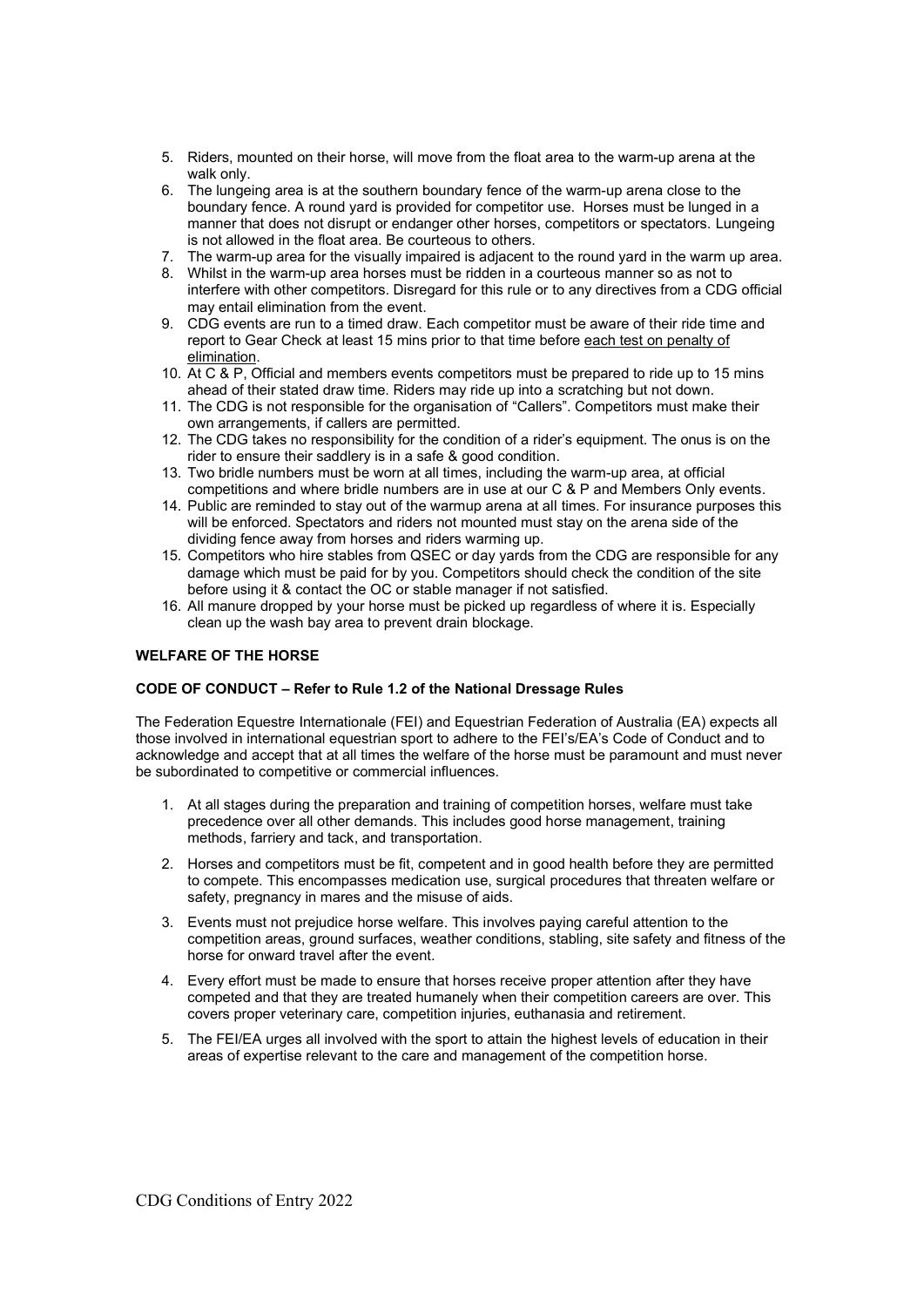5. Riders, mounted on their horse, will move from the float area to the warm-up arena at the walk only.
6. The lungeing area is at the southern boundary fence of the warm-up arena close to the boundary fence. A round yard is provided for competitor use. Horses must be lunged in a manner that does not disrupt or endanger other horses, competitors or spectators. Lungeing is not allowed in the float area. Be courteous to others.
7. The warm-up area for the visually impaired is adjacent to the round yard in the warm up area.
8. Whilst in the warm-up area horses must be ridden in a courteous manner so as not to interfere with other competitors. Disregard for this rule or to any directives from a CDG official may entail elimination from the event.
9. CDG events are run to a timed draw. Each competitor must be aware of their ride time and report to Gear Check at least 15 mins prior to that time before each test on penalty of elimination.
10. At C & P, Official and members events competitors must be prepared to ride up to 15 mins ahead of their stated draw time. Riders may ride up into a scratching but not down.
11. The CDG is not responsible for the organisation of "Callers". Competitors must make their own arrangements, if callers are permitted.
12. The CDG takes no responsibility for the condition of a rider's equipment. The onus is on the rider to ensure their saddlery is in a safe & good condition.
13. Two bridle numbers must be worn at all times, including the warm-up area, at official competitions and where bridle numbers are in use at our C & P and Members Only events.
14. Public are reminded to stay out of the warmup arena at all times. For insurance purposes this will be enforced. Spectators and riders not mounted must stay on the arena side of the dividing fence away from horses and riders warming up.
15. Competitors who hire stables from QSEC or day yards from the CDG are responsible for any damage which must be paid for by you. Competitors should check the condition of the site before using it & contact the OC or stable manager if not satisfied.
16. All manure dropped by your horse must be picked up regardless of where it is. Especially clean up the wash bay area to prevent drain blockage.

**WELFARE OF THE HORSE**

**CODE OF CONDUCT – Refer to Rule 1.2 of the National Dressage Rules**

The Federation Equestre Internationale (FEI) and Equestrian Federation of Australia (EA) expects all those involved in international equestrian sport to adhere to the FEI's/EA's Code of Conduct and to acknowledge and accept that at all times the welfare of the horse must be paramount and must never be subordinated to competitive or commercial influences.

1. At all stages during the preparation and training of competition horses, welfare must take precedence over all other demands. This includes good horse management, training methods, farriery and tack, and transportation.

2. Horses and competitors must be fit, competent and in good health before they are permitted to compete. This encompasses medication use, surgical procedures that threaten welfare or safety, pregnancy in mares and the misuse of aids.

3. Events must not prejudice horse welfare. This involves paying careful attention to the competition areas, ground surfaces, weather conditions, stabling, site safety and fitness of the horse for onward travel after the event.

4. Every effort must be made to ensure that horses receive proper attention after they have competed and that they are treated humanely when their competition careers are over. This covers proper veterinary care, competition injuries, euthanasia and retirement.

5. The FEI/EA urges all involved with the sport to attain the highest levels of education in their areas of expertise relevant to the care and management of the competition horse.